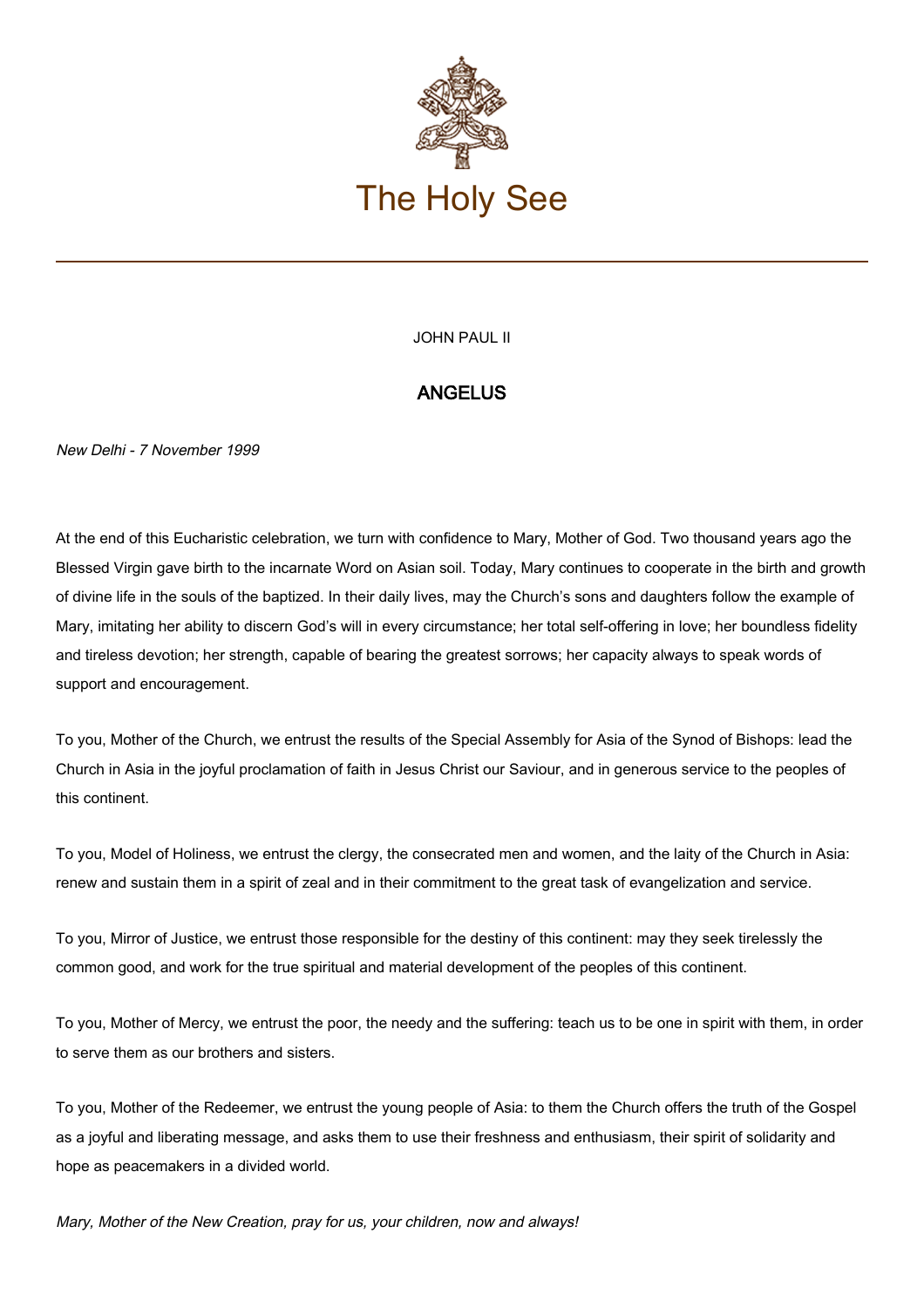# The Holy See

JOHN PAUL II

## ANGELUS

*New Delhi - 7 November 1999*

At the end of this Eucharistic celebration, we turn with confidence to Mary, Mother of God. Two thousand years ago the Blessed Virgin gave birth to the incarnate Word on Asian soil. Today, Mary continues to cooperate in the birth and growth of divine life in the souls of the baptized. In their daily lives, may the Church's sons and daughters follow the example of Mary, imitating her ability to discern God's will in every circumstance; her total self-offering in love; her boundless fidelity and tireless devotion; her strength, capable of bearing the greatest sorrows; her capacity always to speak words of support and encouragement.

To you, Mother of the Church, we entrust the results of the Special Assembly for Asia of the Synod of Bishops: lead the Church in Asia in the joyful proclamation of faith in Jesus Christ our Saviour, and in generous service to the peoples of this continent.

To you, Model of Holiness, we entrust the clergy, the consecrated men and women, and the laity of the Church in Asia: renew and sustain them in a spirit of zeal and in their commitment to the great task of evangelization and service.

To you, Mirror of Justice, we entrust those responsible for the destiny of this continent: may they seek tirelessly the common good, and work for the true spiritual and material development of the peoples of this continent.

To you, Mother of Mercy, we entrust the poor, the needy and the suffering: teach us to be one in spirit with them, in order to serve them as our brothers and sisters.

To you, Mother of the Redeemer, we entrust the young people of Asia: to them the Church offers the truth of the Gospel as a joyful and liberating message, and asks them to use their freshness and enthusiasm, their spirit of solidarity and hope as peacemakers in a divided world.

*Mary, Mother of the New Creation, pray for us, your children, now and always!*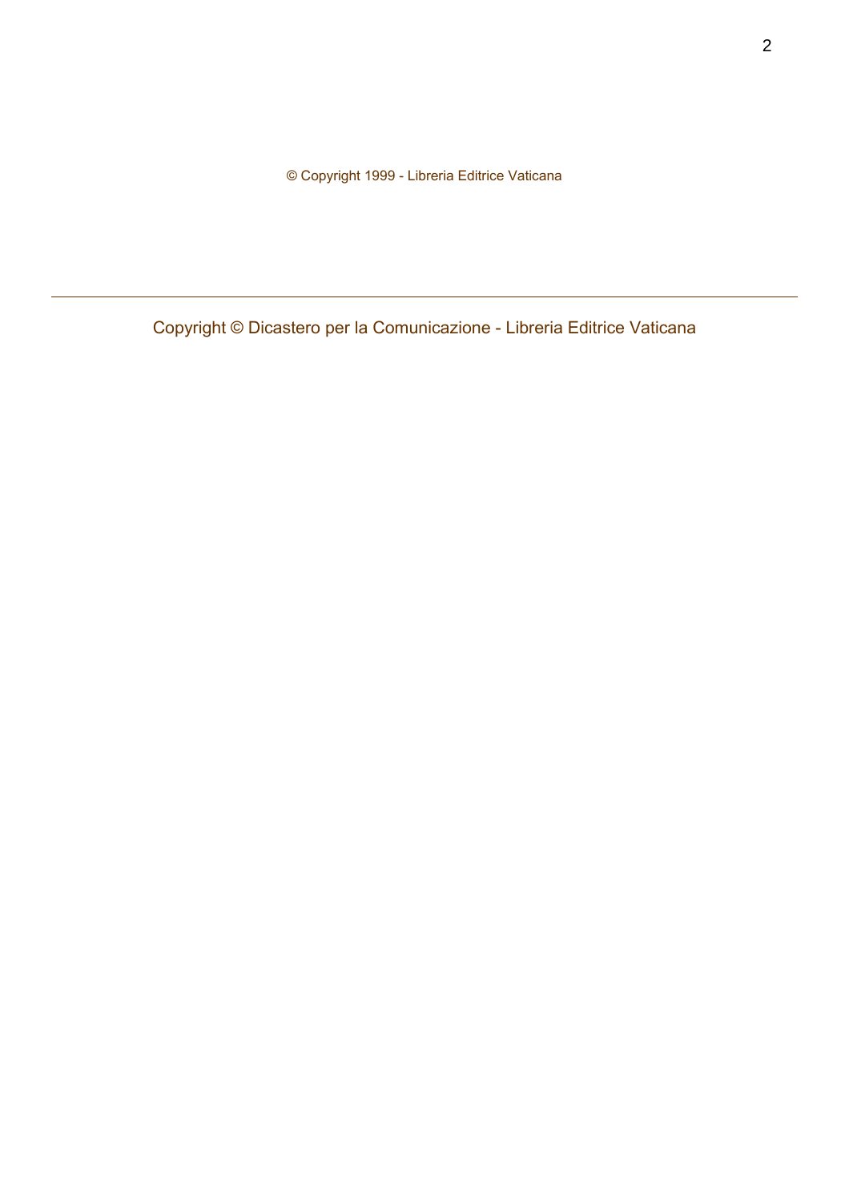© Copyright 1999 - Libreria Editrice Vaticana

---

Copyright © Dicastero per la Comunicazione - Libreria Editrice Vaticana